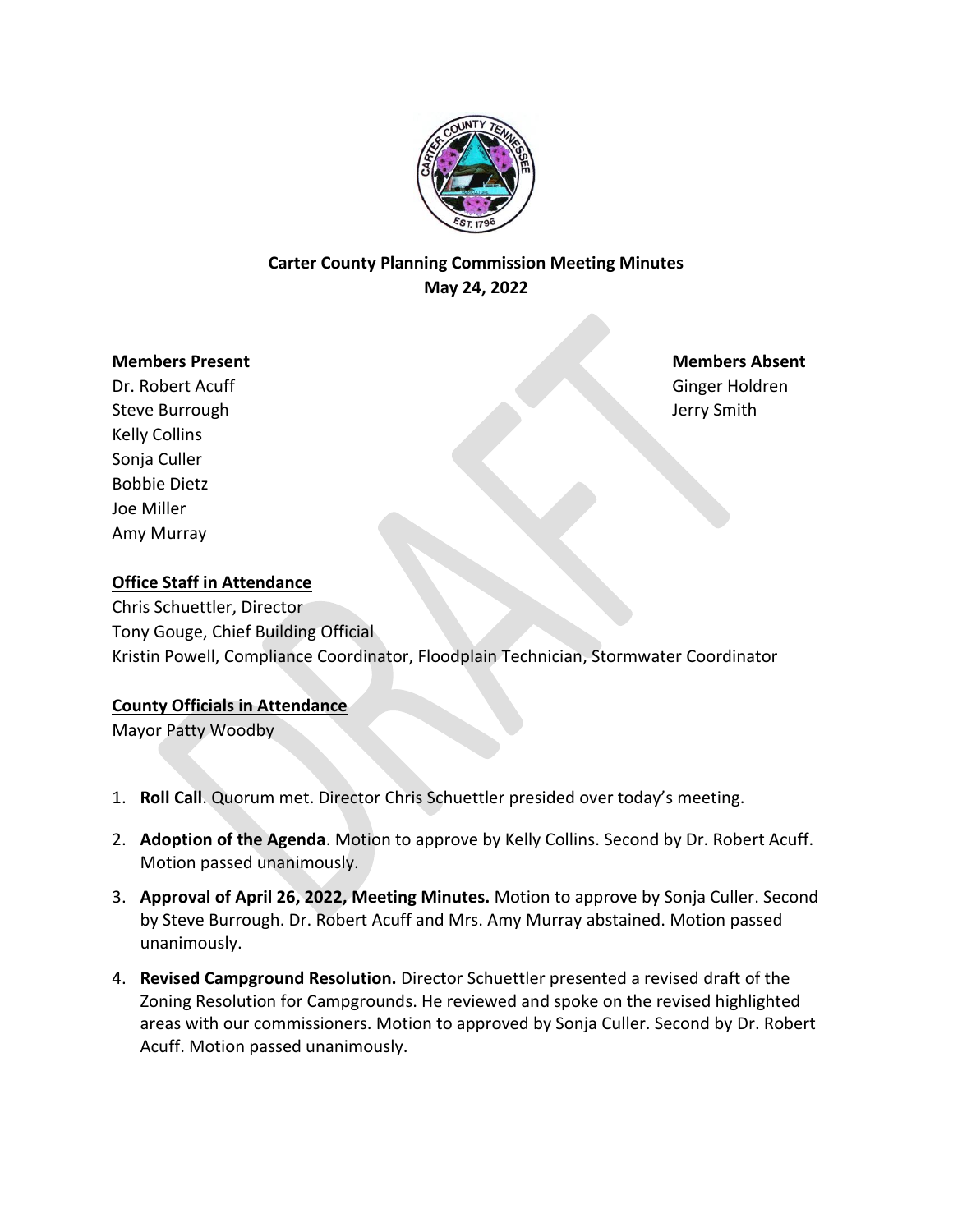# Carter County Planning Commission Meeting Minutes
## May 24, 2022

**Members Present**

Dr. Robert Acuff
Steve Burrough
Kelly Collins
Sonja Culler
Bobbie Dietz
Joe Miller
Amy Murray

**Members Absent**

Ginger Holdren
Jerry Smith

**Office Staff in Attendance**

Chris Schuettler, Director
Tony Gouge, Chief Building Official
Kristin Powell, Compliance Coordinator, Floodplain Technician, Stormwater Coordinator

**County Officials in Attendance**

Mayor Patty Woodby

1. **Roll Call**. Quorum met. Director Chris Schuettler presided over today's meeting.
2. **Adoption of the Agenda**. Motion to approve by Kelly Collins. Second by Dr. Robert Acuff. Motion passed unanimously.
3. **Approval of April 26, 2022, Meeting Minutes.** Motion to approve by Sonja Culler. Second by Steve Burrough. Dr. Robert Acuff and Mrs. Amy Murray abstained. Motion passed unanimously.
4. **Revised Campground Resolution.** Director Schuettler presented a revised draft of the Zoning Resolution for Campgrounds. He reviewed and spoke on the revised highlighted areas with our commissioners. Motion to approved by Sonja Culler. Second by Dr. Robert Acuff. Motion passed unanimously.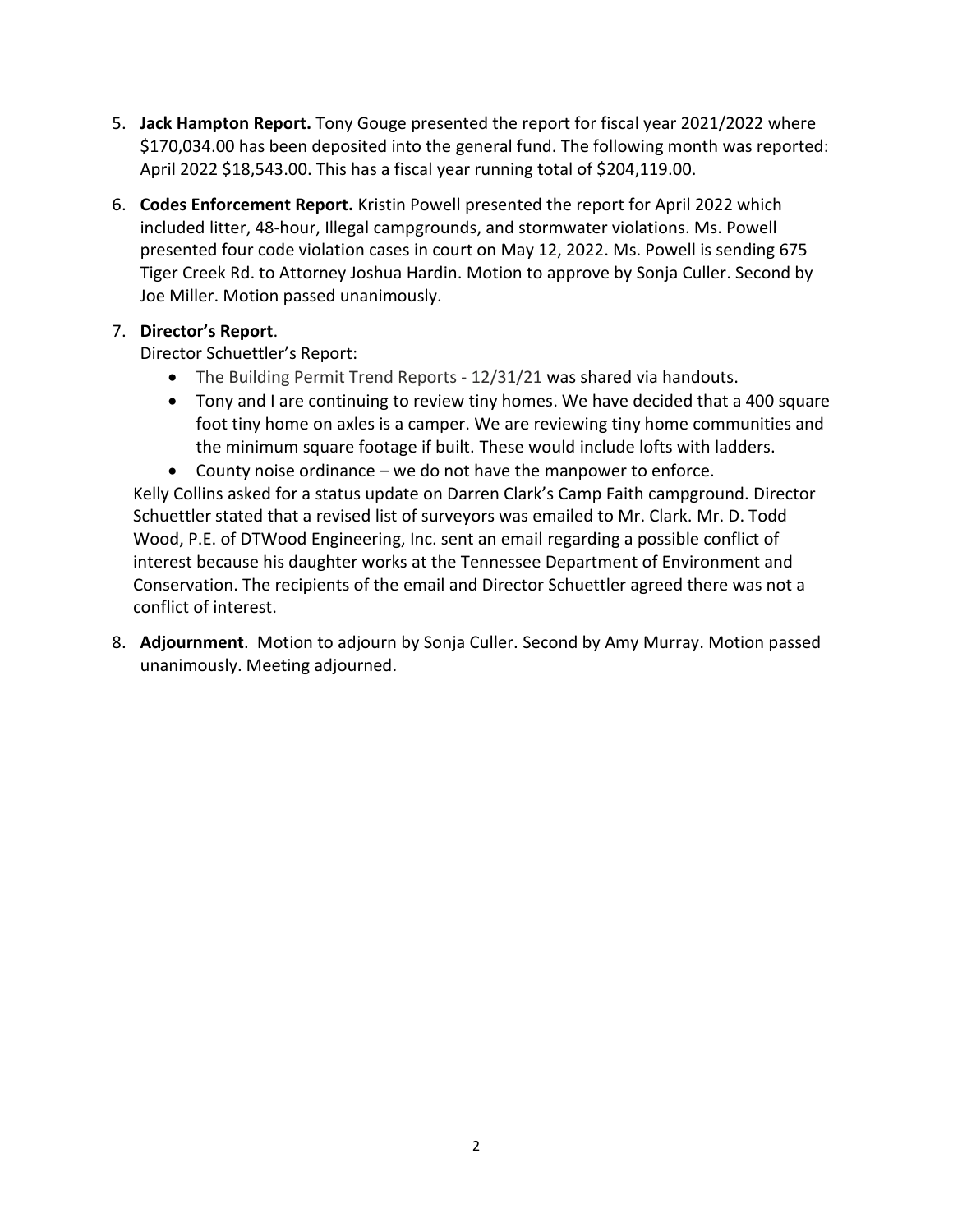5. **Jack Hampton Report.** Tony Gouge presented the report for fiscal year 2021/2022 where $170,034.00 has been deposited into the general fund. The following month was reported: April 2022 $18,543.00. This has a fiscal year running total of $204,119.00.

6. **Codes Enforcement Report.** Kristin Powell presented the report for April 2022 which included litter, 48-hour, Illegal campgrounds, and stormwater violations. Ms. Powell presented four code violation cases in court on May 12, 2022. Ms. Powell is sending 675 Tiger Creek Rd. to Attorney Joshua Hardin. Motion to approve by Sonja Culler. Second by Joe Miller. Motion passed unanimously.

7. **Director's Report**.

   Director Schuettler's Report:

   - The Building Permit Trend Reports - 12/31/21 was shared via handouts.
   - Tony and I are continuing to review tiny homes. We have decided that a 400 square foot tiny home on axles is a camper. We are reviewing tiny home communities and the minimum square footage if built. These would include lofts with ladders.
   - County noise ordinance – we do not have the manpower to enforce.

   Kelly Collins asked for a status update on Darren Clark's Camp Faith campground. Director Schuettler stated that a revised list of surveyors was emailed to Mr. Clark. Mr. D. Todd Wood, P.E. of DTWood Engineering, Inc. sent an email regarding a possible conflict of interest because his daughter works at the Tennessee Department of Environment and Conservation. The recipients of the email and Director Schuettler agreed there was not a conflict of interest.

8. **Adjournment**. Motion to adjourn by Sonja Culler. Second by Amy Murray. Motion passed unanimously. Meeting adjourned.